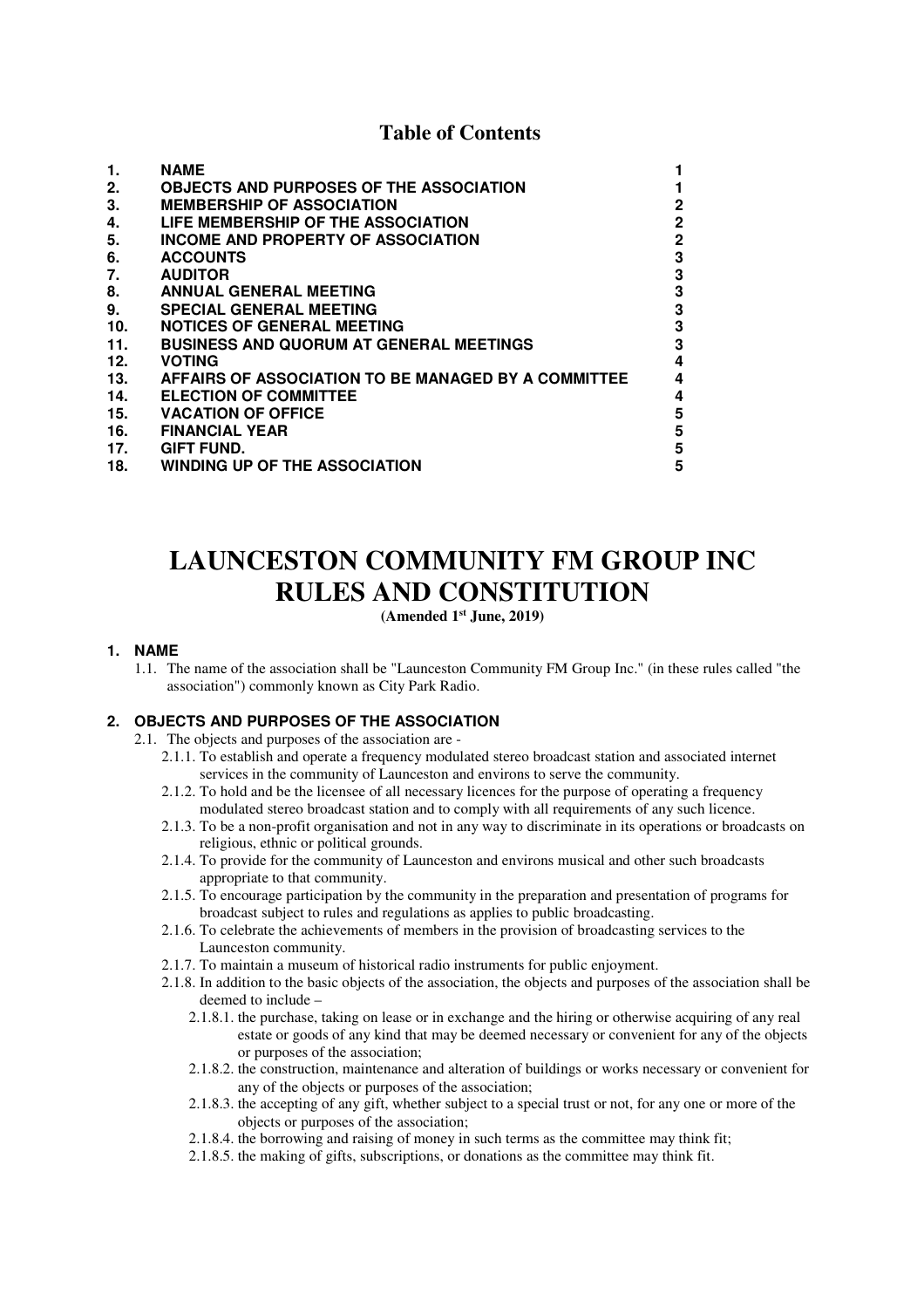## Table of Contents

| | | |
|---|---|---|
| 1. | NAME | 1 |
| 2. | OBJECTS AND PURPOSES OF THE ASSOCIATION | 1 |
| 3. | MEMBERSHIP OF ASSOCIATION | 2 |
| 4. | LIFE MEMBERSHIP OF THE ASSOCIATION | 2 |
| 5. | INCOME AND PROPERTY OF ASSOCIATION | 2 |
| 6. | ACCOUNTS | 3 |
| 7. | AUDITOR | 3 |
| 8. | ANNUAL GENERAL MEETING | 3 |
| 9. | SPECIAL GENERAL MEETING | 3 |
| 10. | NOTICES OF GENERAL MEETING | 3 |
| 11. | BUSINESS AND QUORUM AT GENERAL MEETINGS | 3 |
| 12. | VOTING | 4 |
| 13. | AFFAIRS OF ASSOCIATION TO BE MANAGED BY A COMMITTEE | 4 |
| 14. | ELECTION OF COMMITTEE | 4 |
| 15. | VACATION OF OFFICE | 5 |
| 16. | FINANCIAL YEAR | 5 |
| 17. | GIFT FUND. | 5 |
| 18. | WINDING UP OF THE ASSOCIATION | 5 |

# LAUNCESTON COMMUNITY FM GROUP INC RULES AND CONSTITUTION

**(Amended 1st June, 2019)**

### 1. NAME

1.1. The name of the association shall be "Launceston Community FM Group Inc." (in these rules called "the association") commonly known as City Park Radio.

### 2. OBJECTS AND PURPOSES OF THE ASSOCIATION

2.1. The objects and purposes of the association are -

2.1.1. To establish and operate a frequency modulated stereo broadcast station and associated internet services in the community of Launceston and environs to serve the community.

2.1.2. To hold and be the licensee of all necessary licences for the purpose of operating a frequency modulated stereo broadcast station and to comply with all requirements of any such licence.

2.1.3. To be a non-profit organisation and not in any way to discriminate in its operations or broadcasts on religious, ethnic or political grounds.

2.1.4. To provide for the community of Launceston and environs musical and other such broadcasts appropriate to that community.

2.1.5. To encourage participation by the community in the preparation and presentation of programs for broadcast subject to rules and regulations as applies to public broadcasting.

2.1.6. To celebrate the achievements of members in the provision of broadcasting services to the Launceston community.

2.1.7. To maintain a museum of historical radio instruments for public enjoyment.

2.1.8. In addition to the basic objects of the association, the objects and purposes of the association shall be deemed to include –

2.1.8.1. the purchase, taking on lease or in exchange and the hiring or otherwise acquiring of any real estate or goods of any kind that may be deemed necessary or convenient for any of the objects or purposes of the association;

2.1.8.2. the construction, maintenance and alteration of buildings or works necessary or convenient for any of the objects or purposes of the association;

2.1.8.3. the accepting of any gift, whether subject to a special trust or not, for any one or more of the objects or purposes of the association;

2.1.8.4. the borrowing and raising of money in such terms as the committee may think fit;

2.1.8.5. the making of gifts, subscriptions, or donations as the committee may think fit.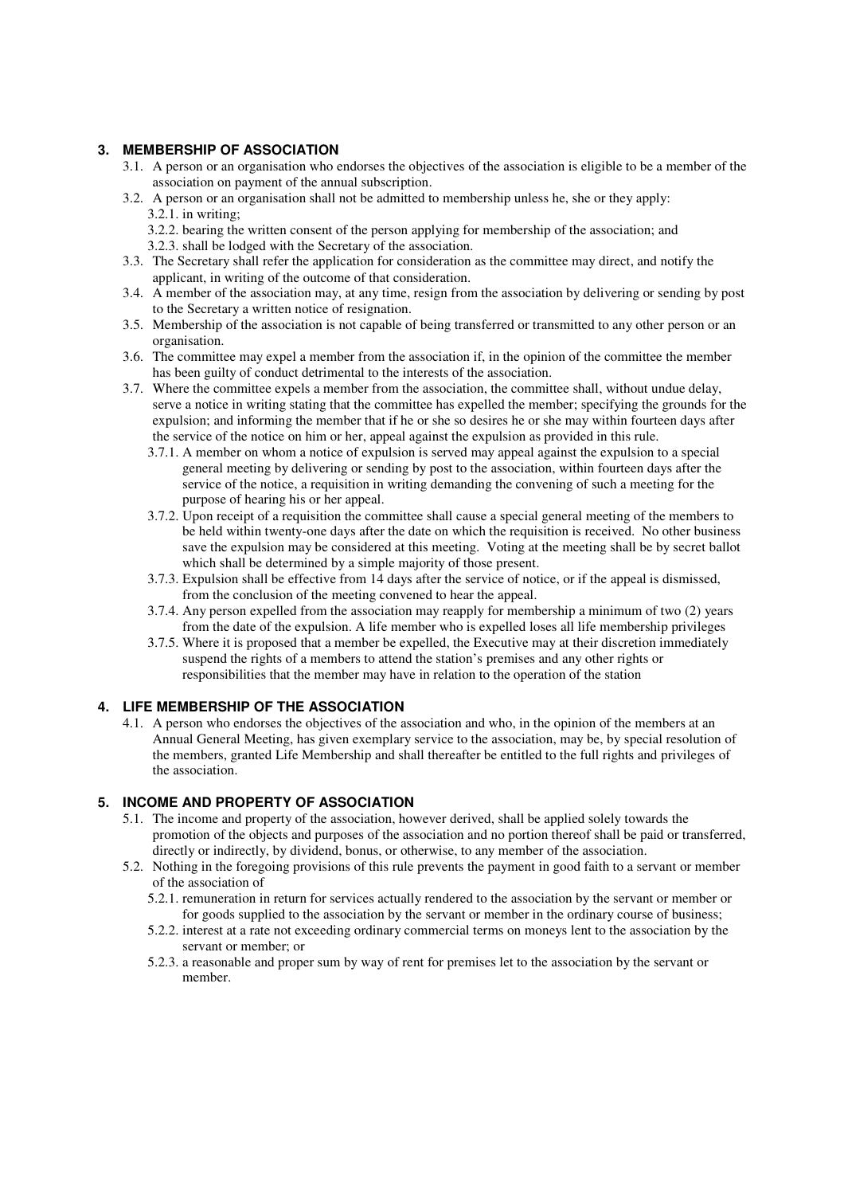## 3. MEMBERSHIP OF ASSOCIATION

3.1. A person or an organisation who endorses the objectives of the association is eligible to be a member of the association on payment of the annual subscription.

3.2. A person or an organisation shall not be admitted to membership unless he, she or they apply:

3.2.1. in writing;

3.2.2. bearing the written consent of the person applying for membership of the association; and

3.2.3. shall be lodged with the Secretary of the association.

3.3. The Secretary shall refer the application for consideration as the committee may direct, and notify the applicant, in writing of the outcome of that consideration.

3.4. A member of the association may, at any time, resign from the association by delivering or sending by post to the Secretary a written notice of resignation.

3.5. Membership of the association is not capable of being transferred or transmitted to any other person or an organisation.

3.6. The committee may expel a member from the association if, in the opinion of the committee the member has been guilty of conduct detrimental to the interests of the association.

3.7. Where the committee expels a member from the association, the committee shall, without undue delay, serve a notice in writing stating that the committee has expelled the member; specifying the grounds for the expulsion; and informing the member that if he or she so desires he or she may within fourteen days after the service of the notice on him or her, appeal against the expulsion as provided in this rule.

3.7.1. A member on whom a notice of expulsion is served may appeal against the expulsion to a special general meeting by delivering or sending by post to the association, within fourteen days after the service of the notice, a requisition in writing demanding the convening of such a meeting for the purpose of hearing his or her appeal.

3.7.2. Upon receipt of a requisition the committee shall cause a special general meeting of the members to be held within twenty-one days after the date on which the requisition is received. No other business save the expulsion may be considered at this meeting. Voting at the meeting shall be by secret ballot which shall be determined by a simple majority of those present.

3.7.3. Expulsion shall be effective from 14 days after the service of notice, or if the appeal is dismissed, from the conclusion of the meeting convened to hear the appeal.

3.7.4. Any person expelled from the association may reapply for membership a minimum of two (2) years from the date of the expulsion. A life member who is expelled loses all life membership privileges

3.7.5. Where it is proposed that a member be expelled, the Executive may at their discretion immediately suspend the rights of a members to attend the station's premises and any other rights or responsibilities that the member may have in relation to the operation of the station

## 4. LIFE MEMBERSHIP OF THE ASSOCIATION

4.1. A person who endorses the objectives of the association and who, in the opinion of the members at an Annual General Meeting, has given exemplary service to the association, may be, by special resolution of the members, granted Life Membership and shall thereafter be entitled to the full rights and privileges of the association.

## 5. INCOME AND PROPERTY OF ASSOCIATION

5.1. The income and property of the association, however derived, shall be applied solely towards the promotion of the objects and purposes of the association and no portion thereof shall be paid or transferred, directly or indirectly, by dividend, bonus, or otherwise, to any member of the association.

5.2. Nothing in the foregoing provisions of this rule prevents the payment in good faith to a servant or member of the association of

5.2.1. remuneration in return for services actually rendered to the association by the servant or member or for goods supplied to the association by the servant or member in the ordinary course of business;

5.2.2. interest at a rate not exceeding ordinary commercial terms on moneys lent to the association by the servant or member; or

5.2.3. a reasonable and proper sum by way of rent for premises let to the association by the servant or member.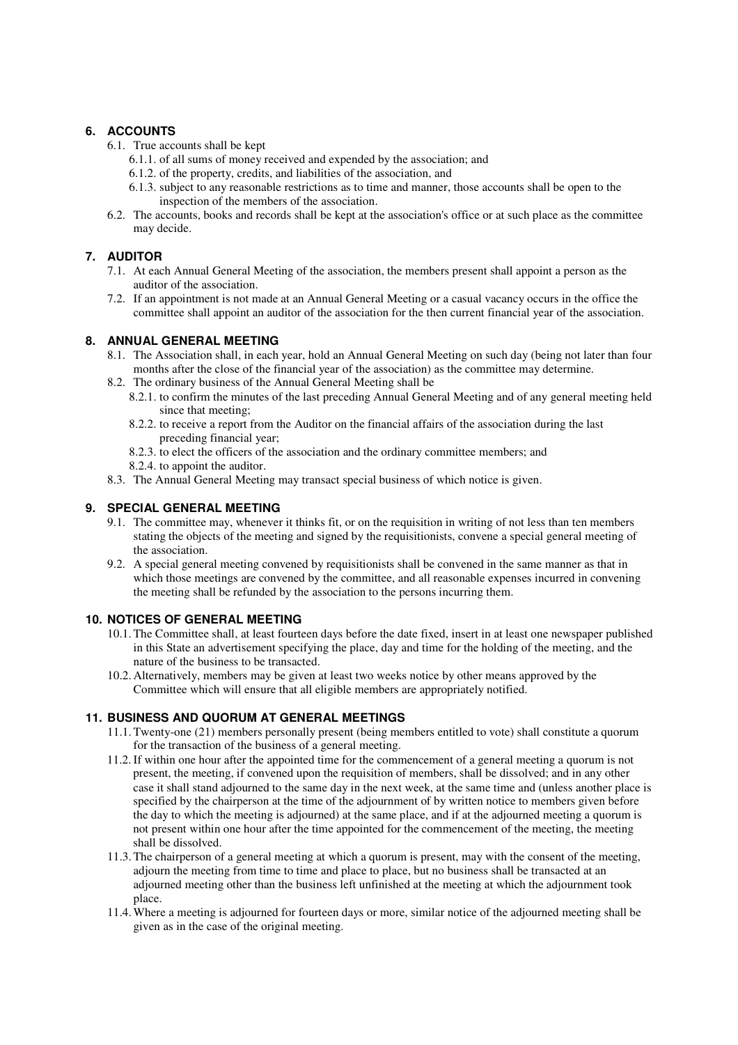## 6. ACCOUNTS

6.1. True accounts shall be kept

- 6.1.1. of all sums of money received and expended by the association; and
- 6.1.2. of the property, credits, and liabilities of the association, and
- 6.1.3. subject to any reasonable restrictions as to time and manner, those accounts shall be open to the inspection of the members of the association.

6.2. The accounts, books and records shall be kept at the association's office or at such place as the committee may decide.

## 7. AUDITOR

7.1. At each Annual General Meeting of the association, the members present shall appoint a person as the auditor of the association.

7.2. If an appointment is not made at an Annual General Meeting or a casual vacancy occurs in the office the committee shall appoint an auditor of the association for the then current financial year of the association.

## 8. ANNUAL GENERAL MEETING

8.1. The Association shall, in each year, hold an Annual General Meeting on such day (being not later than four months after the close of the financial year of the association) as the committee may determine.

8.2. The ordinary business of the Annual General Meeting shall be

- 8.2.1. to confirm the minutes of the last preceding Annual General Meeting and of any general meeting held since that meeting;
- 8.2.2. to receive a report from the Auditor on the financial affairs of the association during the last preceding financial year;
- 8.2.3. to elect the officers of the association and the ordinary committee members; and
- 8.2.4. to appoint the auditor.

8.3. The Annual General Meeting may transact special business of which notice is given.

## 9. SPECIAL GENERAL MEETING

9.1. The committee may, whenever it thinks fit, or on the requisition in writing of not less than ten members stating the objects of the meeting and signed by the requisitionists, convene a special general meeting of the association.

9.2. A special general meeting convened by requisitionists shall be convened in the same manner as that in which those meetings are convened by the committee, and all reasonable expenses incurred in convening the meeting shall be refunded by the association to the persons incurring them.

## 10. NOTICES OF GENERAL MEETING

10.1. The Committee shall, at least fourteen days before the date fixed, insert in at least one newspaper published in this State an advertisement specifying the place, day and time for the holding of the meeting, and the nature of the business to be transacted.

10.2. Alternatively, members may be given at least two weeks notice by other means approved by the Committee which will ensure that all eligible members are appropriately notified.

## 11. BUSINESS AND QUORUM AT GENERAL MEETINGS

11.1. Twenty-one (21) members personally present (being members entitled to vote) shall constitute a quorum for the transaction of the business of a general meeting.

11.2. If within one hour after the appointed time for the commencement of a general meeting a quorum is not present, the meeting, if convened upon the requisition of members, shall be dissolved; and in any other case it shall stand adjourned to the same day in the next week, at the same time and (unless another place is specified by the chairperson at the time of the adjournment of by written notice to members given before the day to which the meeting is adjourned) at the same place, and if at the adjourned meeting a quorum is not present within one hour after the time appointed for the commencement of the meeting, the meeting shall be dissolved.

11.3. The chairperson of a general meeting at which a quorum is present, may with the consent of the meeting, adjourn the meeting from time to time and place to place, but no business shall be transacted at an adjourned meeting other than the business left unfinished at the meeting at which the adjournment took place.

11.4. Where a meeting is adjourned for fourteen days or more, similar notice of the adjourned meeting shall be given as in the case of the original meeting.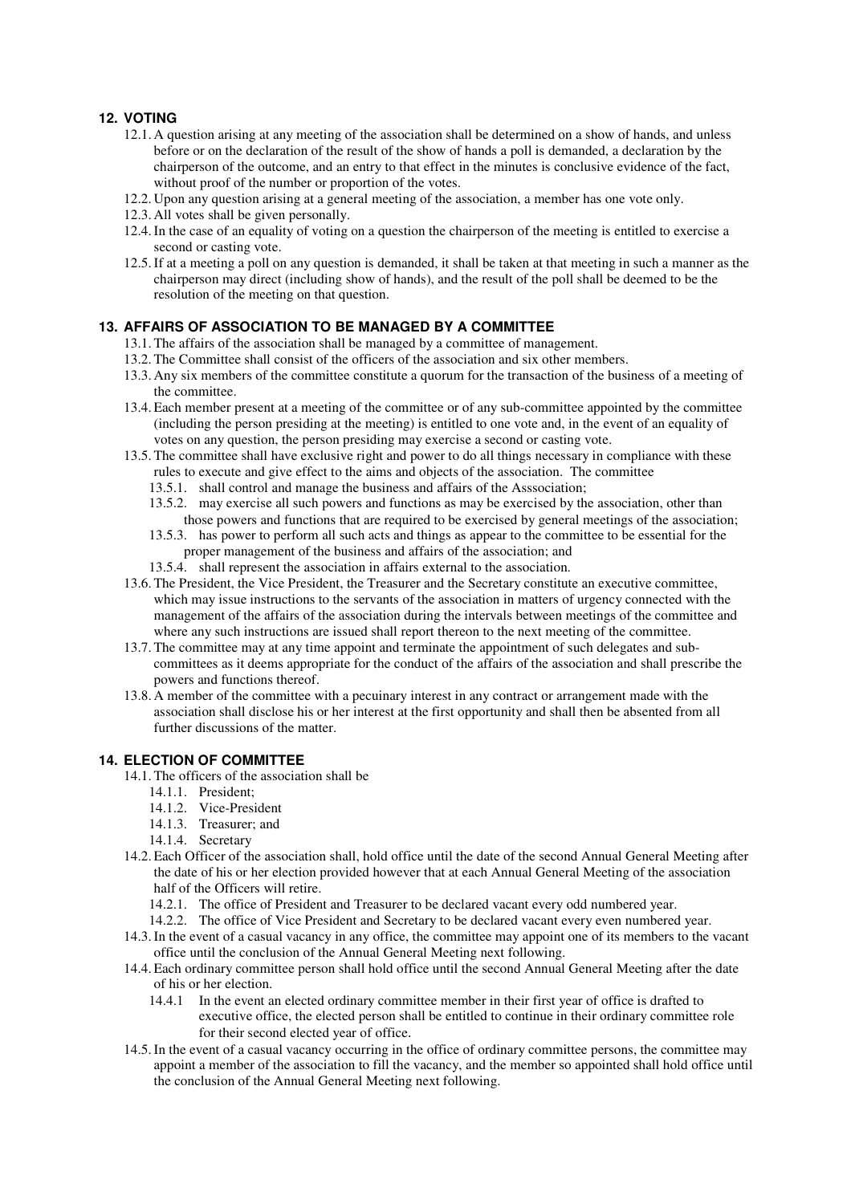## 12. VOTING

12.1. A question arising at any meeting of the association shall be determined on a show of hands, and unless before or on the declaration of the result of the show of hands a poll is demanded, a declaration by the chairperson of the outcome, and an entry to that effect in the minutes is conclusive evidence of the fact, without proof of the number or proportion of the votes.

12.2. Upon any question arising at a general meeting of the association, a member has one vote only.

12.3. All votes shall be given personally.

12.4. In the case of an equality of voting on a question the chairperson of the meeting is entitled to exercise a second or casting vote.

12.5. If at a meeting a poll on any question is demanded, it shall be taken at that meeting in such a manner as the chairperson may direct (including show of hands), and the result of the poll shall be deemed to be the resolution of the meeting on that question.

## 13. AFFAIRS OF ASSOCIATION TO BE MANAGED BY A COMMITTEE

13.1. The affairs of the association shall be managed by a committee of management.

13.2. The Committee shall consist of the officers of the association and six other members.

13.3. Any six members of the committee constitute a quorum for the transaction of the business of a meeting of the committee.

13.4. Each member present at a meeting of the committee or of any sub-committee appointed by the committee (including the person presiding at the meeting) is entitled to one vote and, in the event of an equality of votes on any question, the person presiding may exercise a second or casting vote.

13.5. The committee shall have exclusive right and power to do all things necessary in compliance with these rules to execute and give effect to the aims and objects of the association. The committee

- 13.5.1. shall control and manage the business and affairs of the Asssociation;
- 13.5.2. may exercise all such powers and functions as may be exercised by the association, other than those powers and functions that are required to be exercised by general meetings of the association;
- 13.5.3. has power to perform all such acts and things as appear to the committee to be essential for the proper management of the business and affairs of the association; and
- 13.5.4. shall represent the association in affairs external to the association.

13.6. The President, the Vice President, the Treasurer and the Secretary constitute an executive committee, which may issue instructions to the servants of the association in matters of urgency connected with the management of the affairs of the association during the intervals between meetings of the committee and where any such instructions are issued shall report thereon to the next meeting of the committee.

13.7. The committee may at any time appoint and terminate the appointment of such delegates and sub-committees as it deems appropriate for the conduct of the affairs of the association and shall prescribe the powers and functions thereof.

13.8. A member of the committee with a pecuniary interest in any contract or arrangement made with the association shall disclose his or her interest at the first opportunity and shall then be absented from all further discussions of the matter.

## 14. ELECTION OF COMMITTEE

14.1. The officers of the association shall be

- 14.1.1. President;
- 14.1.2. Vice-President
- 14.1.3. Treasurer; and
- 14.1.4. Secretary

14.2. Each Officer of the association shall, hold office until the date of the second Annual General Meeting after the date of his or her election provided however that at each Annual General Meeting of the association half of the Officers will retire.

- 14.2.1. The office of President and Treasurer to be declared vacant every odd numbered year.
- 14.2.2. The office of Vice President and Secretary to be declared vacant every even numbered year.

14.3. In the event of a casual vacancy in any office, the committee may appoint one of its members to the vacant office until the conclusion of the Annual General Meeting next following.

14.4. Each ordinary committee person shall hold office until the second Annual General Meeting after the date of his or her election.

- 14.4.1 In the event an elected ordinary committee member in their first year of office is drafted to executive office, the elected person shall be entitled to continue in their ordinary committee role for their second elected year of office.

14.5. In the event of a casual vacancy occurring in the office of ordinary committee persons, the committee may appoint a member of the association to fill the vacancy, and the member so appointed shall hold office until the conclusion of the Annual General Meeting next following.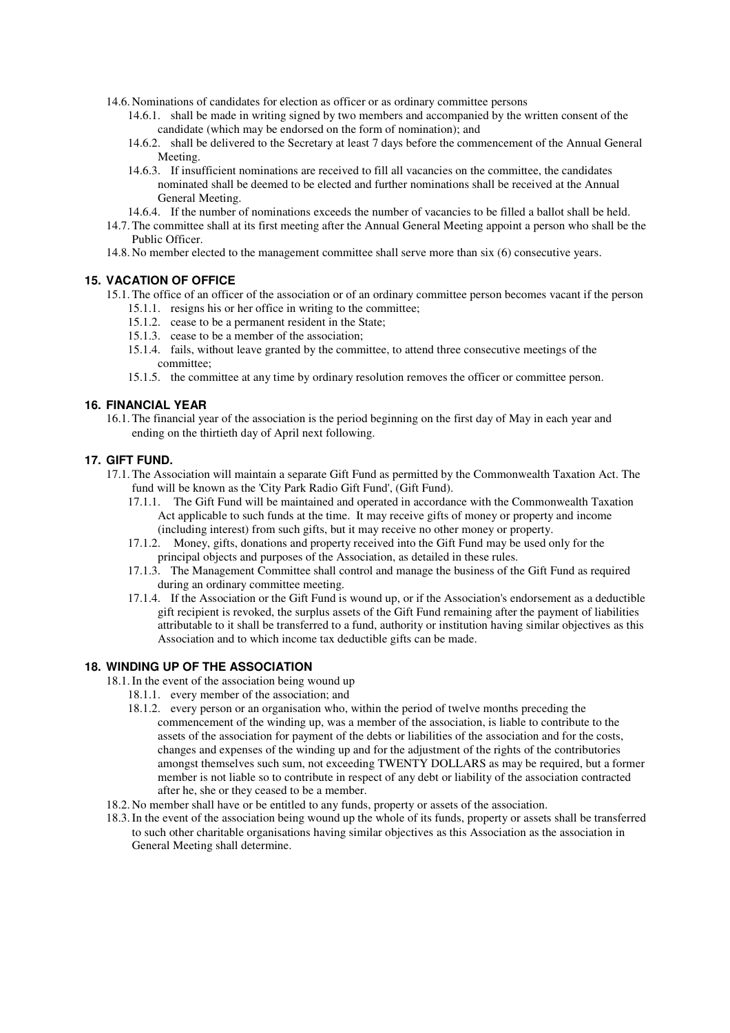- 14.6. Nominations of candidates for election as officer or as ordinary committee persons
  - 14.6.1. shall be made in writing signed by two members and accompanied by the written consent of the candidate (which may be endorsed on the form of nomination); and
  - 14.6.2. shall be delivered to the Secretary at least 7 days before the commencement of the Annual General Meeting.
  - 14.6.3. If insufficient nominations are received to fill all vacancies on the committee, the candidates nominated shall be deemed to be elected and further nominations shall be received at the Annual General Meeting.
  - 14.6.4. If the number of nominations exceeds the number of vacancies to be filled a ballot shall be held.
- 14.7. The committee shall at its first meeting after the Annual General Meeting appoint a person who shall be the Public Officer.
- 14.8. No member elected to the management committee shall serve more than six (6) consecutive years.

## 15. VACATION OF OFFICE

- 15.1. The office of an officer of the association or of an ordinary committee person becomes vacant if the person
  - 15.1.1. resigns his or her office in writing to the committee;
  - 15.1.2. cease to be a permanent resident in the State;
  - 15.1.3. cease to be a member of the association;
  - 15.1.4. fails, without leave granted by the committee, to attend three consecutive meetings of the committee;
  - 15.1.5. the committee at any time by ordinary resolution removes the officer or committee person.

## 16. FINANCIAL YEAR

- 16.1. The financial year of the association is the period beginning on the first day of May in each year and ending on the thirtieth day of April next following.

## 17. GIFT FUND.

- 17.1. The Association will maintain a separate Gift Fund as permitted by the Commonwealth Taxation Act. The fund will be known as the 'City Park Radio Gift Fund', (Gift Fund).
  - 17.1.1. The Gift Fund will be maintained and operated in accordance with the Commonwealth Taxation Act applicable to such funds at the time. It may receive gifts of money or property and income (including interest) from such gifts, but it may receive no other money or property.
  - 17.1.2. Money, gifts, donations and property received into the Gift Fund may be used only for the principal objects and purposes of the Association, as detailed in these rules.
  - 17.1.3. The Management Committee shall control and manage the business of the Gift Fund as required during an ordinary committee meeting.
  - 17.1.4. If the Association or the Gift Fund is wound up, or if the Association's endorsement as a deductible gift recipient is revoked, the surplus assets of the Gift Fund remaining after the payment of liabilities attributable to it shall be transferred to a fund, authority or institution having similar objectives as this Association and to which income tax deductible gifts can be made.

## 18. WINDING UP OF THE ASSOCIATION

- 18.1. In the event of the association being wound up
  - 18.1.1. every member of the association; and
  - 18.1.2. every person or an organisation who, within the period of twelve months preceding the commencement of the winding up, was a member of the association, is liable to contribute to the assets of the association for payment of the debts or liabilities of the association and for the costs, changes and expenses of the winding up and for the adjustment of the rights of the contributories amongst themselves such sum, not exceeding TWENTY DOLLARS as may be required, but a former member is not liable so to contribute in respect of any debt or liability of the association contracted after he, she or they ceased to be a member.
- 18.2. No member shall have or be entitled to any funds, property or assets of the association.
- 18.3. In the event of the association being wound up the whole of its funds, property or assets shall be transferred to such other charitable organisations having similar objectives as this Association as the association in General Meeting shall determine.